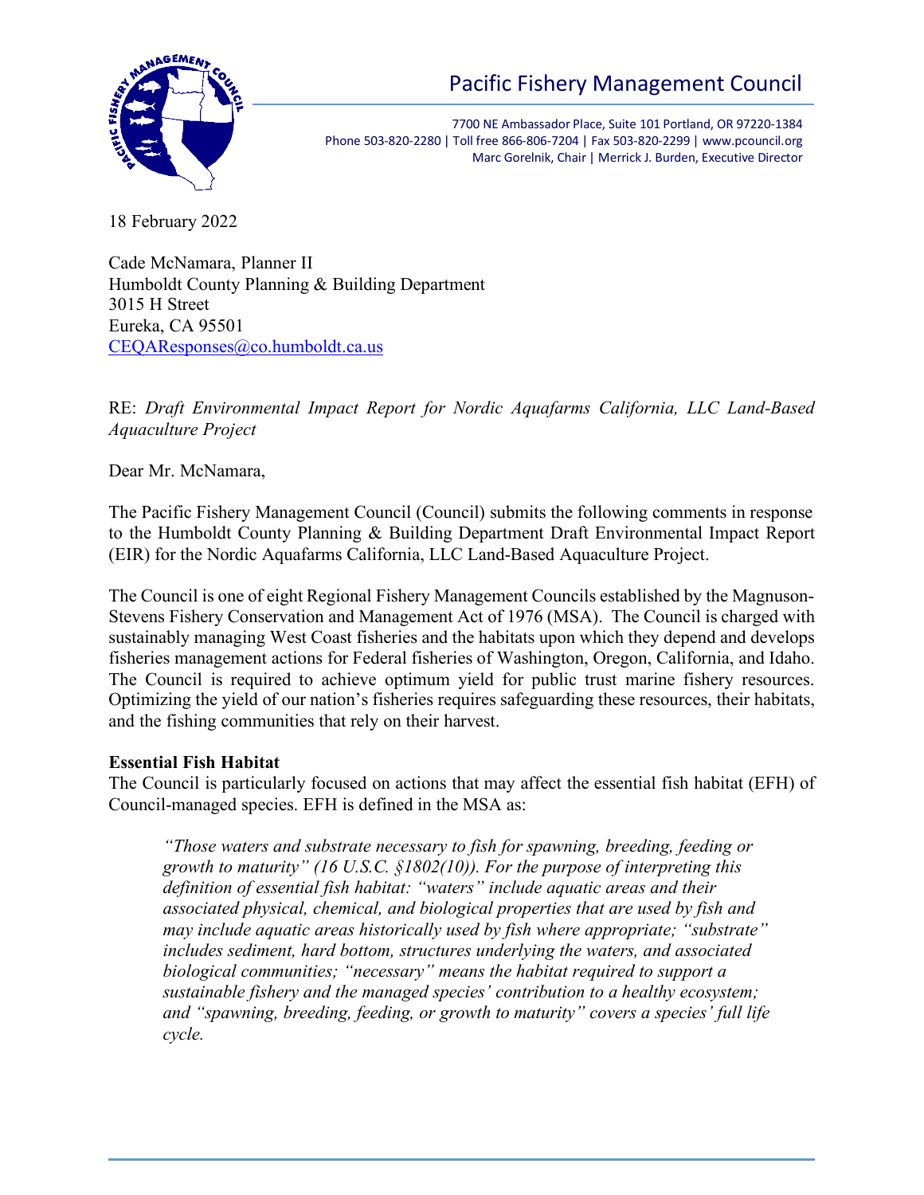# Pacific Fishery Management Council

7700 NE Ambassador Place, Suite 101 Portland, OR 97220-1384
Phone 503-820-2280 | Toll free 866-806-7204 | Fax 503-820-2299 | www.pcouncil.org
Marc Gorelnik, Chair | Merrick J. Burden, Executive Director

18 February 2022

Cade McNamara, Planner II
Humboldt County Planning & Building Department
3015 H Street
Eureka, CA 95501
CEQAResponses@co.humboldt.ca.us

RE: *Draft Environmental Impact Report for Nordic Aquafarms California, LLC Land-Based Aquaculture Project*

Dear Mr. McNamara,

The Pacific Fishery Management Council (Council) submits the following comments in response to the Humboldt County Planning & Building Department Draft Environmental Impact Report (EIR) for the Nordic Aquafarms California, LLC Land-Based Aquaculture Project.

The Council is one of eight Regional Fishery Management Councils established by the Magnuson-Stevens Fishery Conservation and Management Act of 1976 (MSA). The Council is charged with sustainably managing West Coast fisheries and the habitats upon which they depend and develops fisheries management actions for Federal fisheries of Washington, Oregon, California, and Idaho. The Council is required to achieve optimum yield for public trust marine fishery resources. Optimizing the yield of our nation's fisheries requires safeguarding these resources, their habitats, and the fishing communities that rely on their harvest.

**Essential Fish Habitat**

The Council is particularly focused on actions that may affect the essential fish habitat (EFH) of Council-managed species. EFH is defined in the MSA as:

> *"Those waters and substrate necessary to fish for spawning, breeding, feeding or growth to maturity" (16 U.S.C. §1802(10)). For the purpose of interpreting this definition of essential fish habitat: "waters" include aquatic areas and their associated physical, chemical, and biological properties that are used by fish and may include aquatic areas historically used by fish where appropriate; "substrate" includes sediment, hard bottom, structures underlying the waters, and associated biological communities; "necessary" means the habitat required to support a sustainable fishery and the managed species' contribution to a healthy ecosystem; and "spawning, breeding, feeding, or growth to maturity" covers a species' full life cycle.*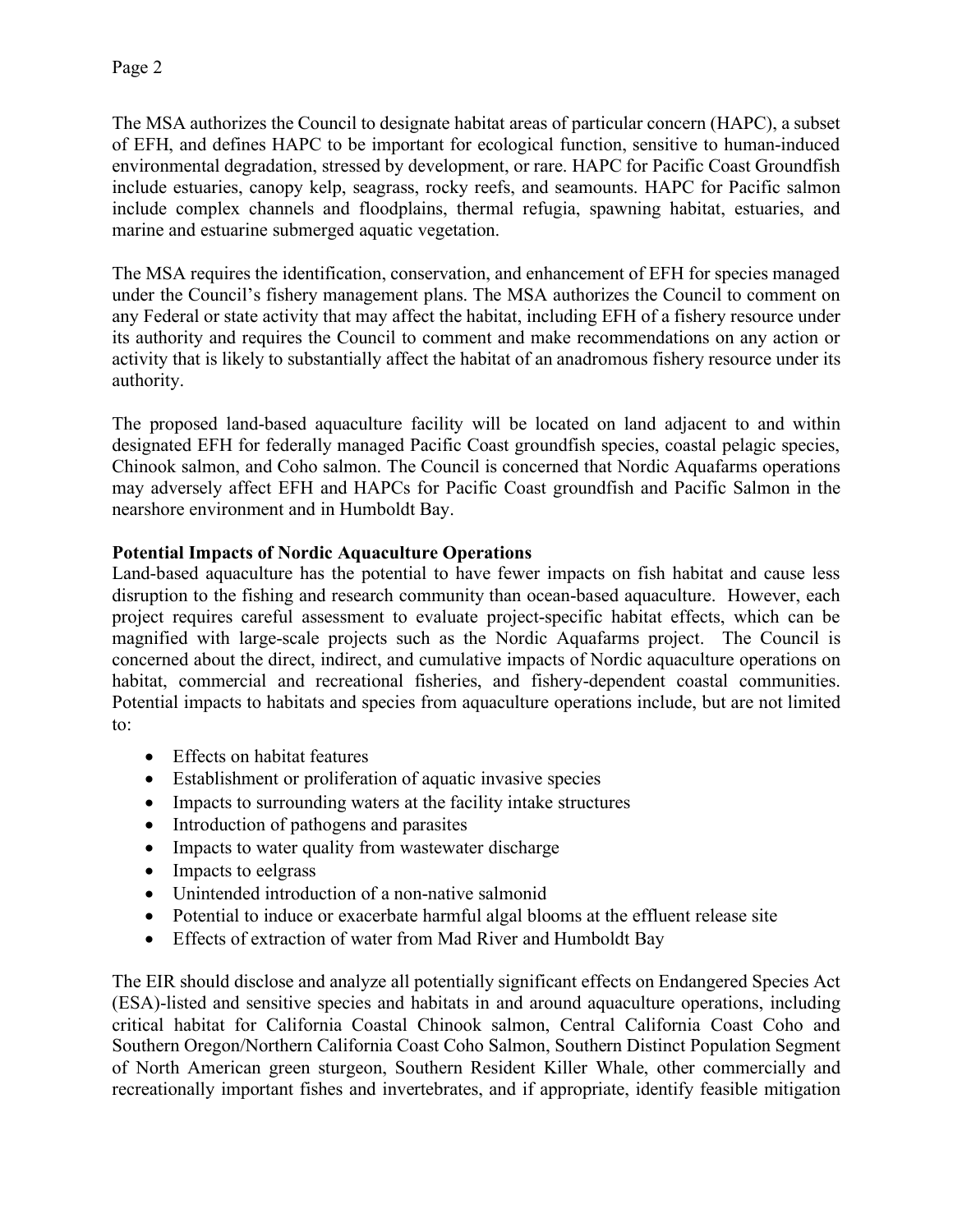The MSA authorizes the Council to designate habitat areas of particular concern (HAPC), a subset of EFH, and defines HAPC to be important for ecological function, sensitive to human-induced environmental degradation, stressed by development, or rare. HAPC for Pacific Coast Groundfish include estuaries, canopy kelp, seagrass, rocky reefs, and seamounts. HAPC for Pacific salmon include complex channels and floodplains, thermal refugia, spawning habitat, estuaries, and marine and estuarine submerged aquatic vegetation.

The MSA requires the identification, conservation, and enhancement of EFH for species managed under the Council's fishery management plans. The MSA authorizes the Council to comment on any Federal or state activity that may affect the habitat, including EFH of a fishery resource under its authority and requires the Council to comment and make recommendations on any action or activity that is likely to substantially affect the habitat of an anadromous fishery resource under its authority.

The proposed land-based aquaculture facility will be located on land adjacent to and within designated EFH for federally managed Pacific Coast groundfish species, coastal pelagic species, Chinook salmon, and Coho salmon. The Council is concerned that Nordic Aquafarms operations may adversely affect EFH and HAPCs for Pacific Coast groundfish and Pacific Salmon in the nearshore environment and in Humboldt Bay.

**Potential Impacts of Nordic Aquaculture Operations**

Land-based aquaculture has the potential to have fewer impacts on fish habitat and cause less disruption to the fishing and research community than ocean-based aquaculture. However, each project requires careful assessment to evaluate project-specific habitat effects, which can be magnified with large-scale projects such as the Nordic Aquafarms project. The Council is concerned about the direct, indirect, and cumulative impacts of Nordic aquaculture operations on habitat, commercial and recreational fisheries, and fishery-dependent coastal communities. Potential impacts to habitats and species from aquaculture operations include, but are not limited to:

- Effects on habitat features
- Establishment or proliferation of aquatic invasive species
- Impacts to surrounding waters at the facility intake structures
- Introduction of pathogens and parasites
- Impacts to water quality from wastewater discharge
- Impacts to eelgrass
- Unintended introduction of a non-native salmonid
- Potential to induce or exacerbate harmful algal blooms at the effluent release site
- Effects of extraction of water from Mad River and Humboldt Bay

The EIR should disclose and analyze all potentially significant effects on Endangered Species Act (ESA)-listed and sensitive species and habitats in and around aquaculture operations, including critical habitat for California Coastal Chinook salmon, Central California Coast Coho and Southern Oregon/Northern California Coast Coho Salmon, Southern Distinct Population Segment of North American green sturgeon, Southern Resident Killer Whale, other commercially and recreationally important fishes and invertebrates, and if appropriate, identify feasible mitigation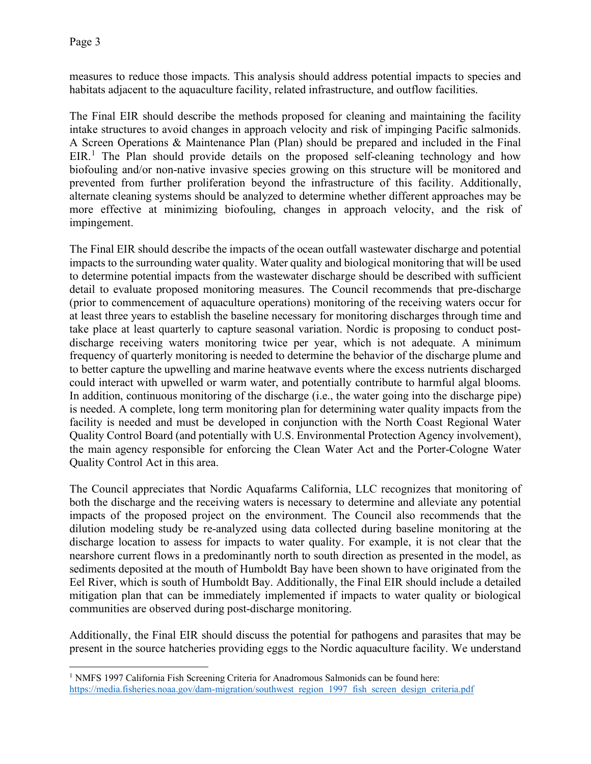measures to reduce those impacts. This analysis should address potential impacts to species and habitats adjacent to the aquaculture facility, related infrastructure, and outflow facilities.

The Final EIR should describe the methods proposed for cleaning and maintaining the facility intake structures to avoid changes in approach velocity and risk of impinging Pacific salmonids. A Screen Operations & Maintenance Plan (Plan) should be prepared and included in the Final EIR.[1] The Plan should provide details on the proposed self-cleaning technology and how biofouling and/or non-native invasive species growing on this structure will be monitored and prevented from further proliferation beyond the infrastructure of this facility. Additionally, alternate cleaning systems should be analyzed to determine whether different approaches may be more effective at minimizing biofouling, changes in approach velocity, and the risk of impingement.

The Final EIR should describe the impacts of the ocean outfall wastewater discharge and potential impacts to the surrounding water quality. Water quality and biological monitoring that will be used to determine potential impacts from the wastewater discharge should be described with sufficient detail to evaluate proposed monitoring measures. The Council recommends that pre-discharge (prior to commencement of aquaculture operations) monitoring of the receiving waters occur for at least three years to establish the baseline necessary for monitoring discharges through time and take place at least quarterly to capture seasonal variation. Nordic is proposing to conduct post-discharge receiving waters monitoring twice per year, which is not adequate. A minimum frequency of quarterly monitoring is needed to determine the behavior of the discharge plume and to better capture the upwelling and marine heatwave events where the excess nutrients discharged could interact with upwelled or warm water, and potentially contribute to harmful algal blooms. In addition, continuous monitoring of the discharge (i.e., the water going into the discharge pipe) is needed. A complete, long term monitoring plan for determining water quality impacts from the facility is needed and must be developed in conjunction with the North Coast Regional Water Quality Control Board (and potentially with U.S. Environmental Protection Agency involvement), the main agency responsible for enforcing the Clean Water Act and the Porter-Cologne Water Quality Control Act in this area.

The Council appreciates that Nordic Aquafarms California, LLC recognizes that monitoring of both the discharge and the receiving waters is necessary to determine and alleviate any potential impacts of the proposed project on the environment. The Council also recommends that the dilution modeling study be re-analyzed using data collected during baseline monitoring at the discharge location to assess for impacts to water quality. For example, it is not clear that the nearshore current flows in a predominantly north to south direction as presented in the model, as sediments deposited at the mouth of Humboldt Bay have been shown to have originated from the Eel River, which is south of Humboldt Bay. Additionally, the Final EIR should include a detailed mitigation plan that can be immediately implemented if impacts to water quality or biological communities are observed during post-discharge monitoring.

Additionally, the Final EIR should discuss the potential for pathogens and parasites that may be present in the source hatcheries providing eggs to the Nordic aquaculture facility. We understand

---

[1] NMFS 1997 California Fish Screening Criteria for Anadromous Salmonids can be found here: https://media.fisheries.noaa.gov/dam-migration/southwest_region_1997_fish_screen_design_criteria.pdf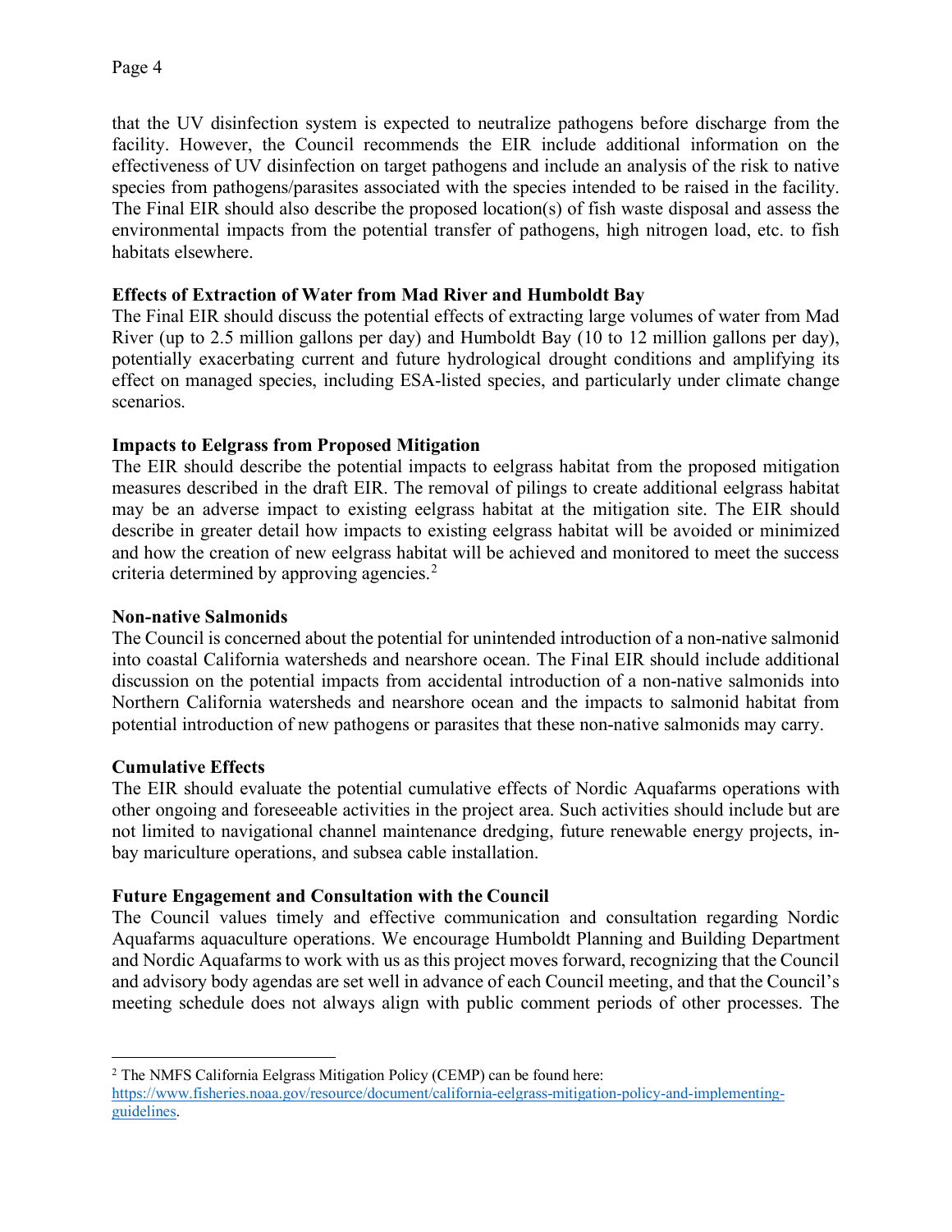that the UV disinfection system is expected to neutralize pathogens before discharge from the facility. However, the Council recommends the EIR include additional information on the effectiveness of UV disinfection on target pathogens and include an analysis of the risk to native species from pathogens/parasites associated with the species intended to be raised in the facility. The Final EIR should also describe the proposed location(s) of fish waste disposal and assess the environmental impacts from the potential transfer of pathogens, high nitrogen load, etc. to fish habitats elsewhere.

**Effects of Extraction of Water from Mad River and Humboldt Bay**

The Final EIR should discuss the potential effects of extracting large volumes of water from Mad River (up to 2.5 million gallons per day) and Humboldt Bay (10 to 12 million gallons per day), potentially exacerbating current and future hydrological drought conditions and amplifying its effect on managed species, including ESA-listed species, and particularly under climate change scenarios.

**Impacts to Eelgrass from Proposed Mitigation**

The EIR should describe the potential impacts to eelgrass habitat from the proposed mitigation measures described in the draft EIR. The removal of pilings to create additional eelgrass habitat may be an adverse impact to existing eelgrass habitat at the mitigation site. The EIR should describe in greater detail how impacts to existing eelgrass habitat will be avoided or minimized and how the creation of new eelgrass habitat will be achieved and monitored to meet the success criteria determined by approving agencies.[2]

**Non-native Salmonids**

The Council is concerned about the potential for unintended introduction of a non-native salmonid into coastal California watersheds and nearshore ocean. The Final EIR should include additional discussion on the potential impacts from accidental introduction of a non-native salmonids into Northern California watersheds and nearshore ocean and the impacts to salmonid habitat from potential introduction of new pathogens or parasites that these non-native salmonids may carry.

**Cumulative Effects**

The EIR should evaluate the potential cumulative effects of Nordic Aquafarms operations with other ongoing and foreseeable activities in the project area. Such activities should include but are not limited to navigational channel maintenance dredging, future renewable energy projects, in-bay mariculture operations, and subsea cable installation.

**Future Engagement and Consultation with the Council**

The Council values timely and effective communication and consultation regarding Nordic Aquafarms aquaculture operations. We encourage Humboldt Planning and Building Department and Nordic Aquafarms to work with us as this project moves forward, recognizing that the Council and advisory body agendas are set well in advance of each Council meeting, and that the Council's meeting schedule does not always align with public comment periods of other processes. The

---

[2] The NMFS California Eelgrass Mitigation Policy (CEMP) can be found here: https://www.fisheries.noaa.gov/resource/document/california-eelgrass-mitigation-policy-and-implementing-guidelines.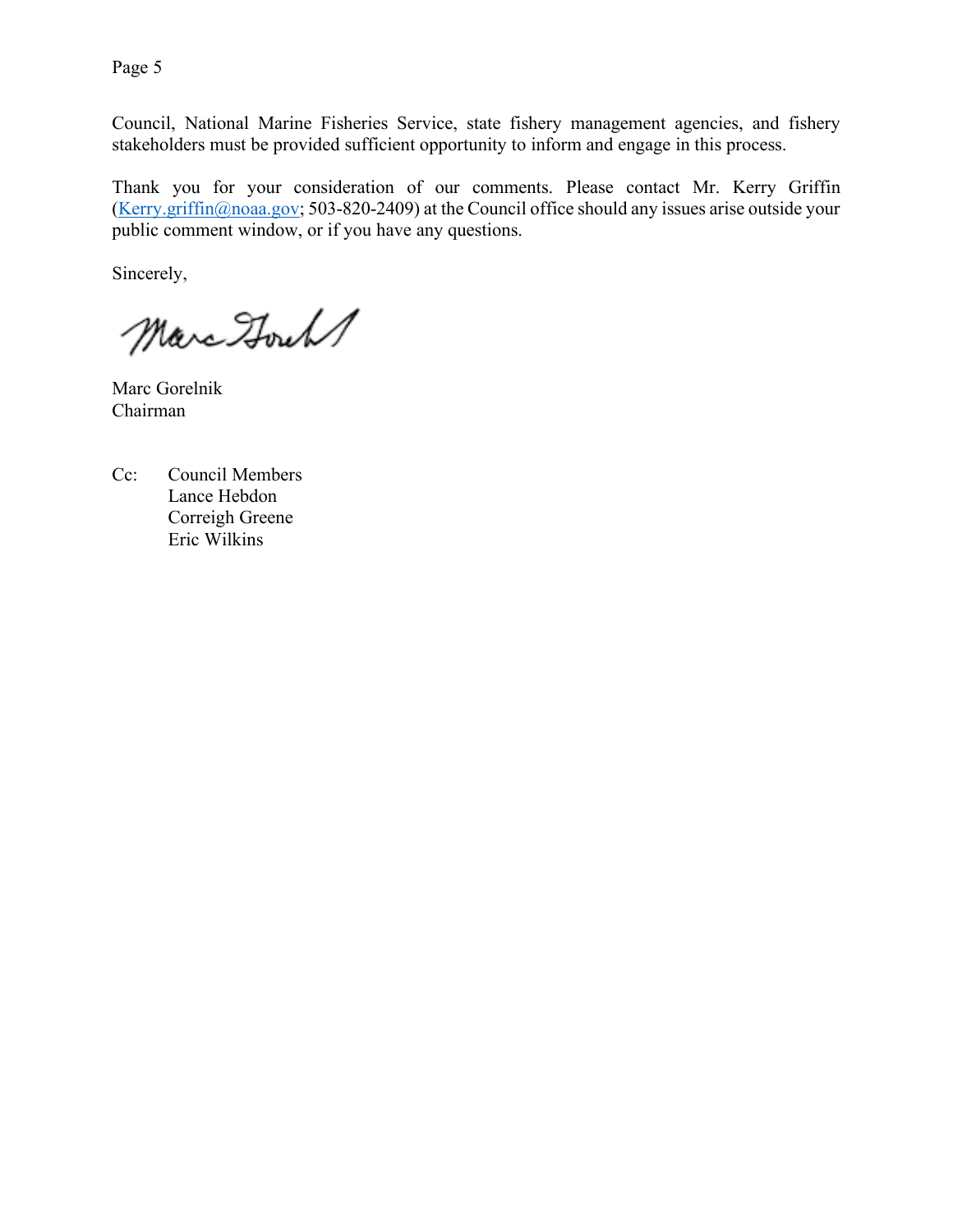Council, National Marine Fisheries Service, state fishery management agencies, and fishery stakeholders must be provided sufficient opportunity to inform and engage in this process.

Thank you for your consideration of our comments. Please contact Mr. Kerry Griffin (Kerry.griffin@noaa.gov; 503-820-2409) at the Council office should any issues arise outside your public comment window, or if you have any questions.

Sincerely,

Marc Gorelnik
Chairman

Cc: Council Members
Lance Hebdon
Correigh Greene
Eric Wilkins